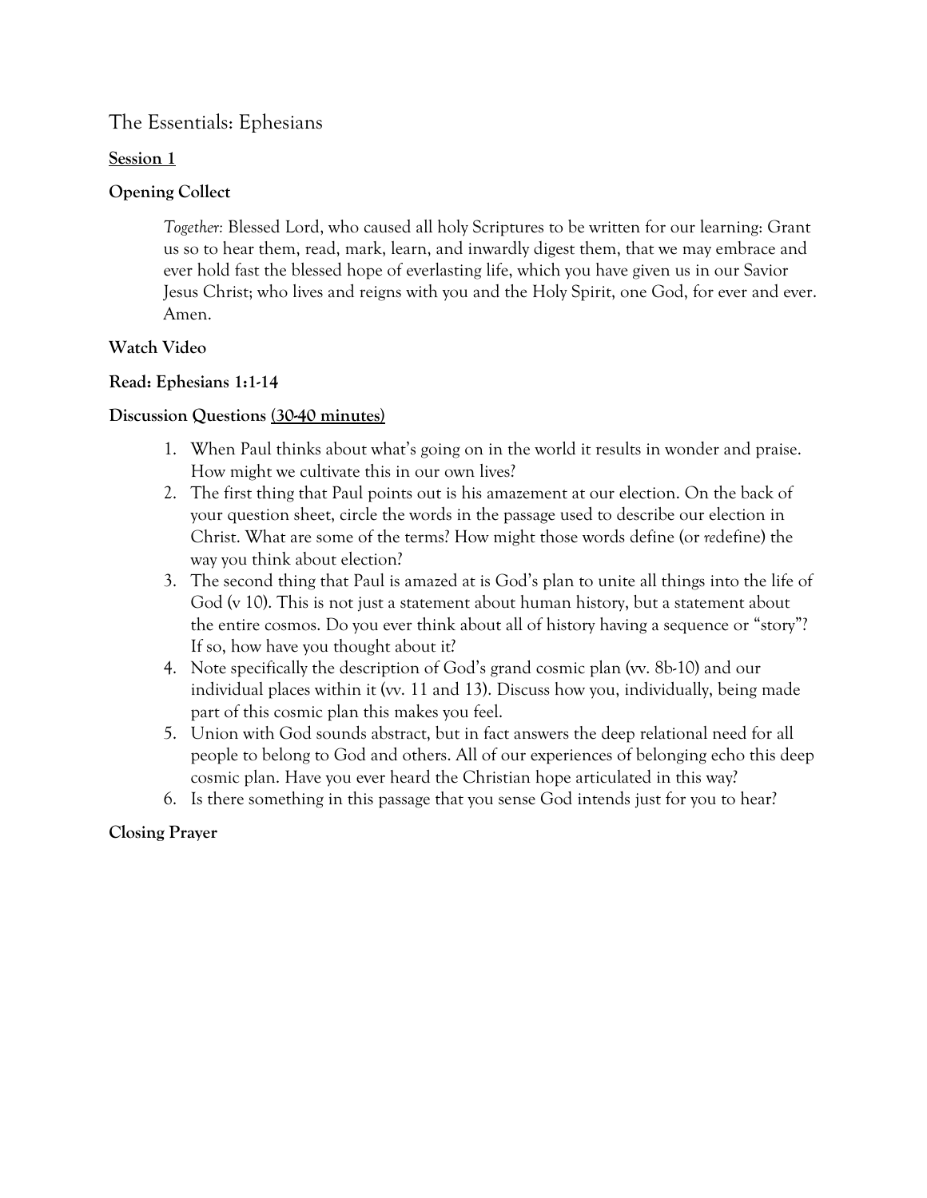# The Essentials: Ephesians

**Session 1**

**Opening Collect**

> *Together:* Blessed Lord, who caused all holy Scriptures to be written for our learning: Grant us so to hear them, read, mark, learn, and inwardly digest them, that we may embrace and ever hold fast the blessed hope of everlasting life, which you have given us in our Savior Jesus Christ; who lives and reigns with you and the Holy Spirit, one God, for ever and ever. Amen.

**Watch Video**

**Read: Ephesians 1:1-14**

**Discussion Questions (30-40 minutes)**

1. When Paul thinks about what's going on in the world it results in wonder and praise. How might we cultivate this in our own lives?
2. The first thing that Paul points out is his amazement at our election. On the back of your question sheet, circle the words in the passage used to describe our election in Christ. What are some of the terms? How might those words define (or *re*define) the way you think about election?
3. The second thing that Paul is amazed at is God's plan to unite all things into the life of God (v 10). This is not just a statement about human history, but a statement about the entire cosmos. Do you ever think about all of history having a sequence or "story"? If so, how have you thought about it?
4. Note specifically the description of God's grand cosmic plan (vv. 8b-10) and our individual places within it (vv. 11 and 13). Discuss how you, individually, being made part of this cosmic plan this makes you feel.
5. Union with God sounds abstract, but in fact answers the deep relational need for all people to belong to God and others. All of our experiences of belonging echo this deep cosmic plan. Have you ever heard the Christian hope articulated in this way?
6. Is there something in this passage that you sense God intends just for you to hear?

**Closing Prayer**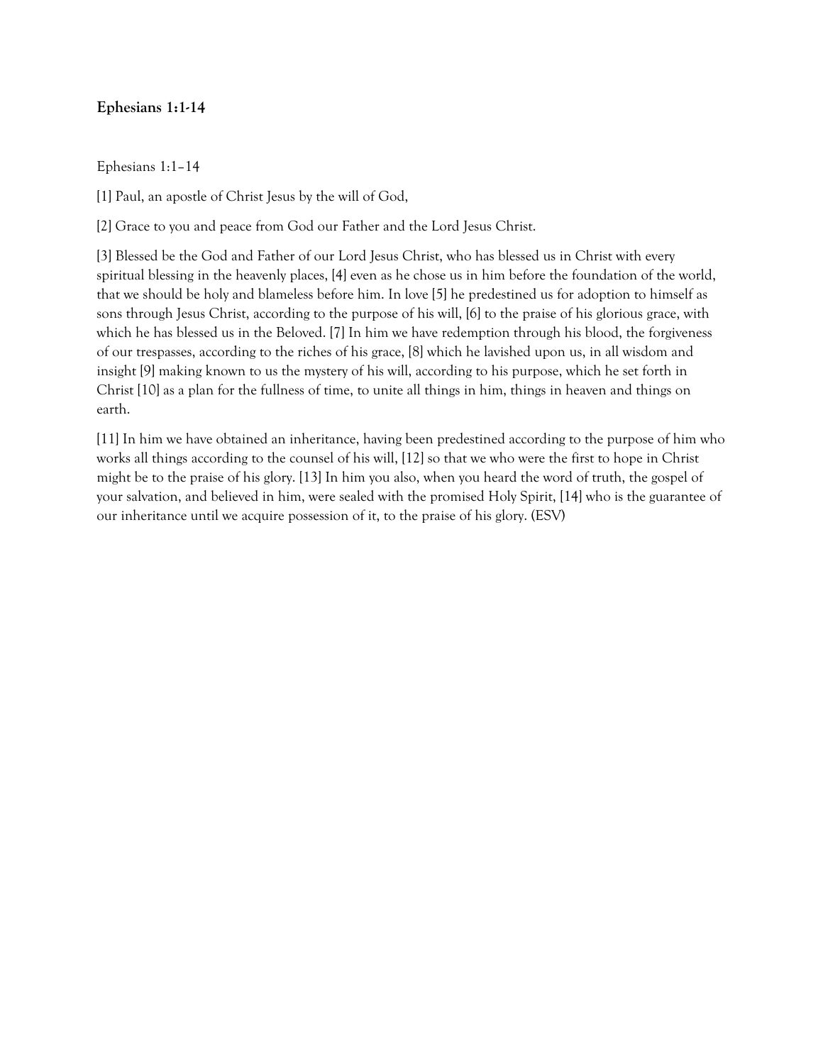### Ephesians 1:1-14

Ephesians 1:1–14

[1] Paul, an apostle of Christ Jesus by the will of God,

[2] Grace to you and peace from God our Father and the Lord Jesus Christ.

[3] Blessed be the God and Father of our Lord Jesus Christ, who has blessed us in Christ with every spiritual blessing in the heavenly places, [4] even as he chose us in him before the foundation of the world, that we should be holy and blameless before him. In love [5] he predestined us for adoption to himself as sons through Jesus Christ, according to the purpose of his will, [6] to the praise of his glorious grace, with which he has blessed us in the Beloved. [7] In him we have redemption through his blood, the forgiveness of our trespasses, according to the riches of his grace, [8] which he lavished upon us, in all wisdom and insight [9] making known to us the mystery of his will, according to his purpose, which he set forth in Christ [10] as a plan for the fullness of time, to unite all things in him, things in heaven and things on earth.

[11] In him we have obtained an inheritance, having been predestined according to the purpose of him who works all things according to the counsel of his will, [12] so that we who were the first to hope in Christ might be to the praise of his glory. [13] In him you also, when you heard the word of truth, the gospel of your salvation, and believed in him, were sealed with the promised Holy Spirit, [14] who is the guarantee of our inheritance until we acquire possession of it, to the praise of his glory. (ESV)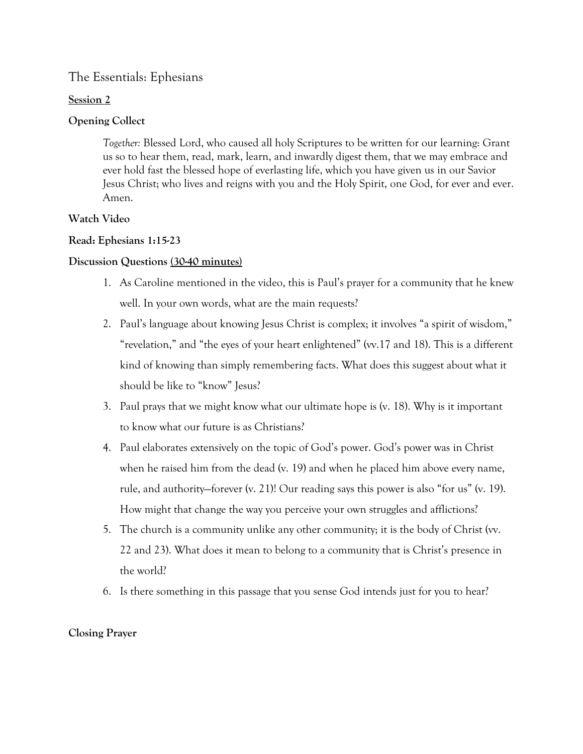# The Essentials: Ephesians

**Session 2**

**Opening Collect**

> *Together:* Blessed Lord, who caused all holy Scriptures to be written for our learning: Grant us so to hear them, read, mark, learn, and inwardly digest them, that we may embrace and ever hold fast the blessed hope of everlasting life, which you have given us in our Savior Jesus Christ; who lives and reigns with you and the Holy Spirit, one God, for ever and ever. Amen.

**Watch Video**

**Read: Ephesians 1:15-23**

**Discussion Questions (30-40 minutes)**

1. As Caroline mentioned in the video, this is Paul's prayer for a community that he knew well. In your own words, what are the main requests?
2. Paul's language about knowing Jesus Christ is complex; it involves "a spirit of wisdom," "revelation," and "the eyes of your heart enlightened" (vv.17 and 18). This is a different kind of knowing than simply remembering facts. What does this suggest about what it should be like to "know" Jesus?
3. Paul prays that we might know what our ultimate hope is (v. 18). Why is it important to know what our future is as Christians?
4. Paul elaborates extensively on the topic of God's power. God's power was in Christ when he raised him from the dead (v. 19) and when he placed him above every name, rule, and authority—forever (v. 21)! Our reading says this power is also "for us" (v. 19). How might that change the way you perceive your own struggles and afflictions?
5. The church is a community unlike any other community; it is the body of Christ (vv. 22 and 23). What does it mean to belong to a community that is Christ's presence in the world?
6. Is there something in this passage that you sense God intends just for you to hear?

**Closing Prayer**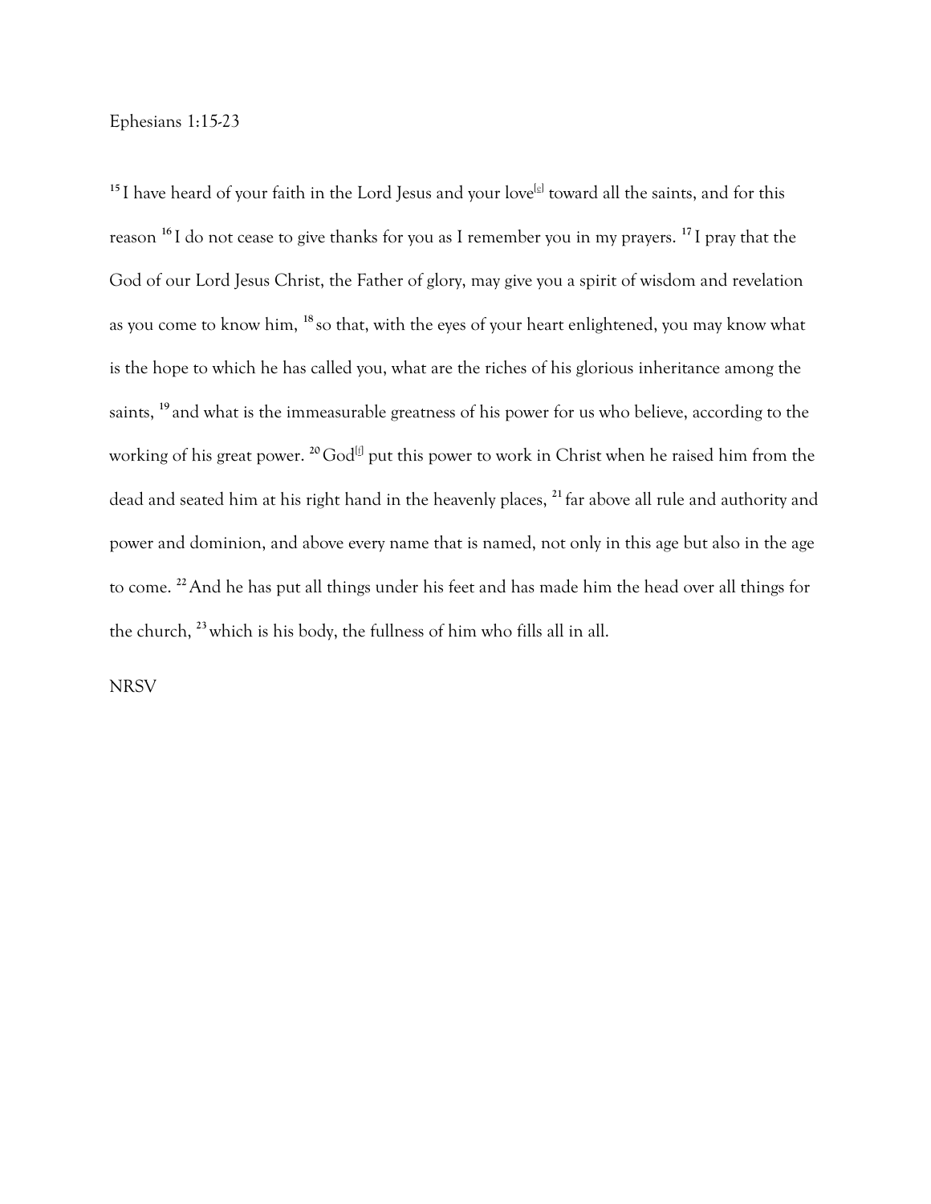Ephesians 1:15-23

[15] I have heard of your faith in the Lord Jesus and your love[e] toward all the saints, and for this reason [16] I do not cease to give thanks for you as I remember you in my prayers. [17] I pray that the God of our Lord Jesus Christ, the Father of glory, may give you a spirit of wisdom and revelation as you come to know him, [18] so that, with the eyes of your heart enlightened, you may know what is the hope to which he has called you, what are the riches of his glorious inheritance among the saints, [19] and what is the immeasurable greatness of his power for us who believe, according to the working of his great power. [20] God[f] put this power to work in Christ when he raised him from the dead and seated him at his right hand in the heavenly places, [21] far above all rule and authority and power and dominion, and above every name that is named, not only in this age but also in the age to come. [22] And he has put all things under his feet and has made him the head over all things for the church, [23] which is his body, the fullness of him who fills all in all.

NRSV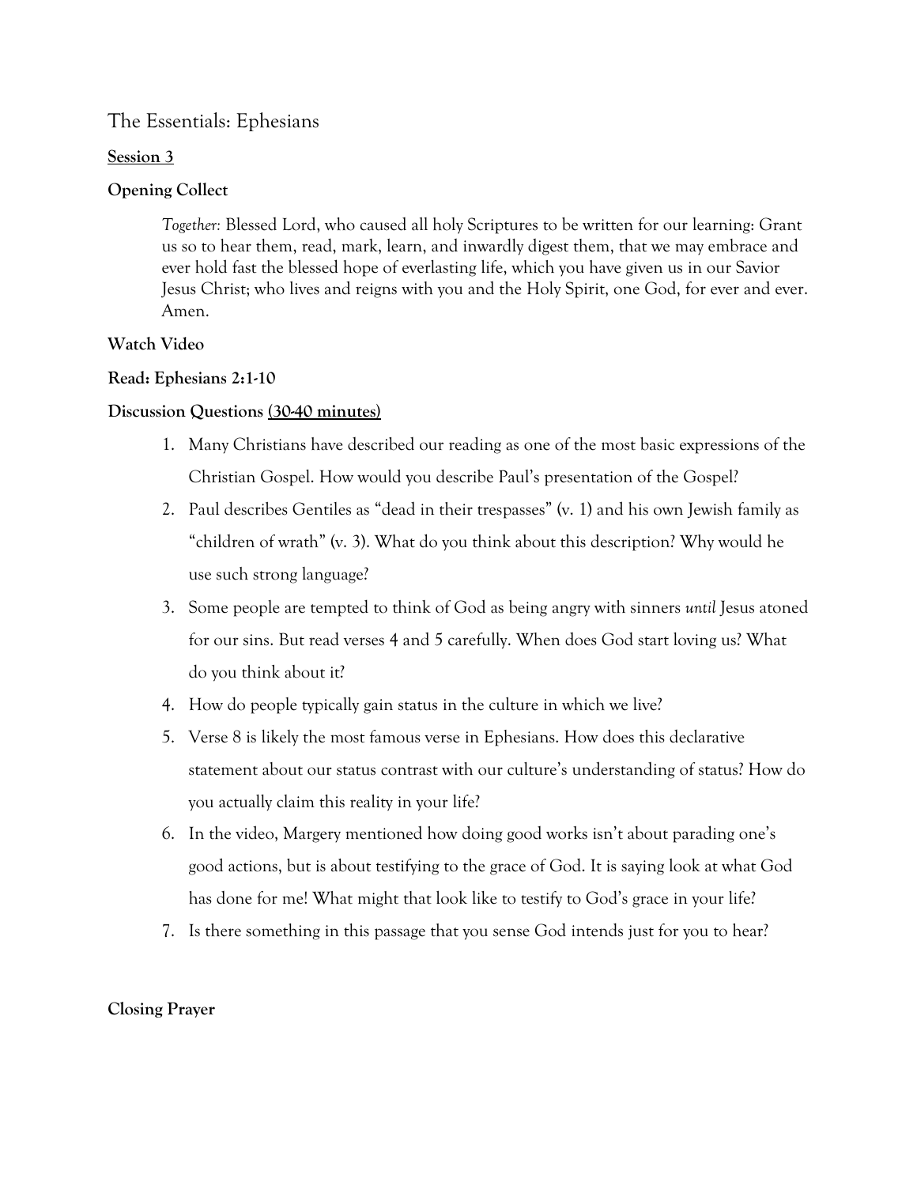# The Essentials: Ephesians

**Session 3**

**Opening Collect**

> *Together:* Blessed Lord, who caused all holy Scriptures to be written for our learning: Grant us so to hear them, read, mark, learn, and inwardly digest them, that we may embrace and ever hold fast the blessed hope of everlasting life, which you have given us in our Savior Jesus Christ; who lives and reigns with you and the Holy Spirit, one God, for ever and ever. Amen.

**Watch Video**

**Read: Ephesians 2:1-10**

**Discussion Questions <u>(30-40 minutes)</u>**

1. Many Christians have described our reading as one of the most basic expressions of the Christian Gospel. How would you describe Paul's presentation of the Gospel?
2. Paul describes Gentiles as "dead in their trespasses" (v. 1) and his own Jewish family as "children of wrath" (v. 3). What do you think about this description? Why would he use such strong language?
3. Some people are tempted to think of God as being angry with sinners *until* Jesus atoned for our sins. But read verses 4 and 5 carefully. When does God start loving us? What do you think about it?
4. How do people typically gain status in the culture in which we live?
5. Verse 8 is likely the most famous verse in Ephesians. How does this declarative statement about our status contrast with our culture's understanding of status? How do you actually claim this reality in your life?
6. In the video, Margery mentioned how doing good works isn't about parading one's good actions, but is about testifying to the grace of God. It is saying look at what God has done for me! What might that look like to testify to God's grace in your life?
7. Is there something in this passage that you sense God intends just for you to hear?

**Closing Prayer**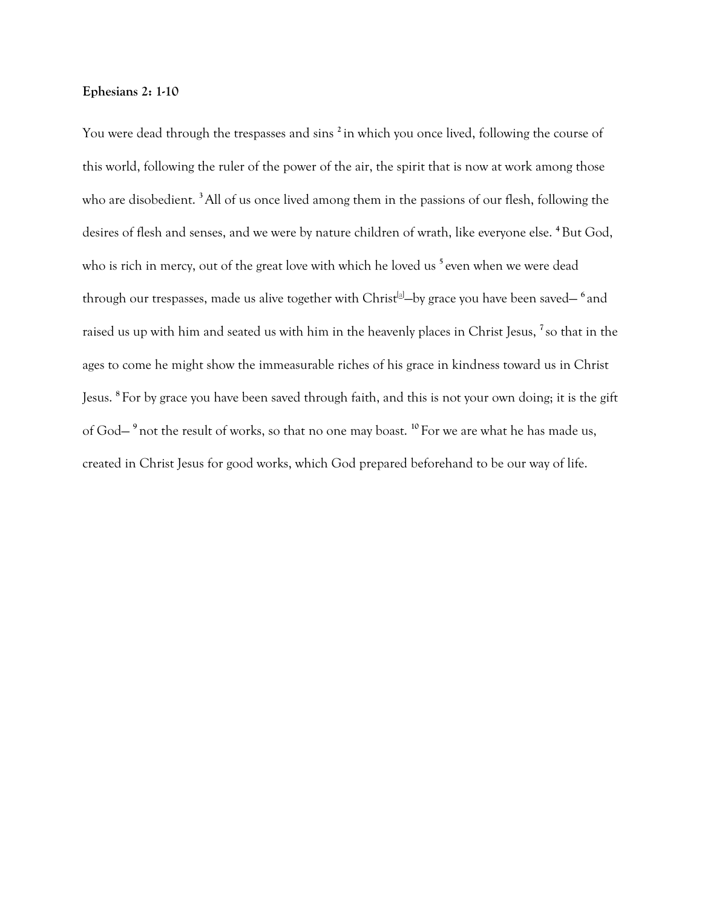**Ephesians 2: 1-10**

You were dead through the trespasses and sins [2] in which you once lived, following the course of this world, following the ruler of the power of the air, the spirit that is now at work among those who are disobedient. [3] All of us once lived among them in the passions of our flesh, following the desires of flesh and senses, and we were by nature children of wrath, like everyone else. [4] But God, who is rich in mercy, out of the great love with which he loved us [5] even when we were dead through our trespasses, made us alive together with Christ[a]—by grace you have been saved— [6] and raised us up with him and seated us with him in the heavenly places in Christ Jesus, [7] so that in the ages to come he might show the immeasurable riches of his grace in kindness toward us in Christ Jesus. [8] For by grace you have been saved through faith, and this is not your own doing; it is the gift of God— [9] not the result of works, so that no one may boast. [10] For we are what he has made us, created in Christ Jesus for good works, which God prepared beforehand to be our way of life.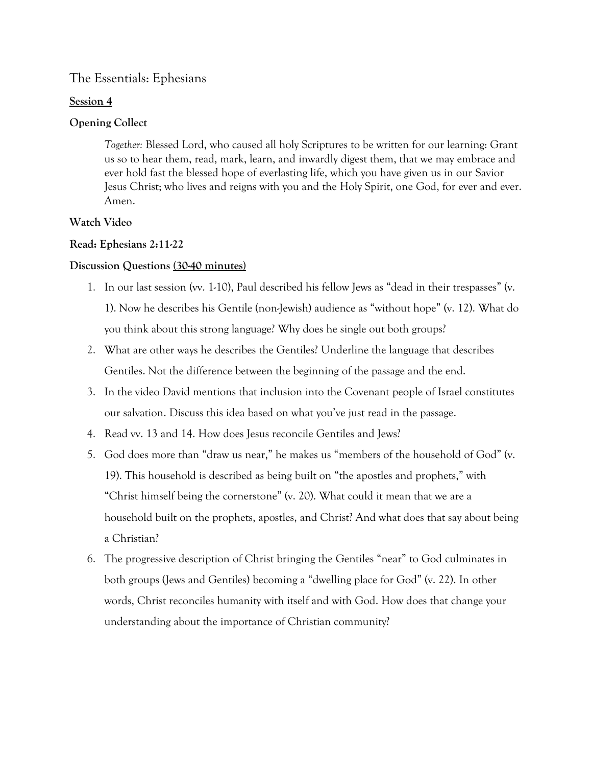# The Essentials: Ephesians

**<u>Session 4</u>**

**Opening Collect**

> *Together:* Blessed Lord, who caused all holy Scriptures to be written for our learning: Grant us so to hear them, read, mark, learn, and inwardly digest them, that we may embrace and ever hold fast the blessed hope of everlasting life, which you have given us in our Savior Jesus Christ; who lives and reigns with you and the Holy Spirit, one God, for ever and ever. Amen.

**Watch Video**

**Read: Ephesians 2:11-22**

**Discussion Questions <u>(30-40 minutes)</u>**

1. In our last session (vv. 1-10), Paul described his fellow Jews as "dead in their trespasses" (v. 1). Now he describes his Gentile (non-Jewish) audience as "without hope" (v. 12). What do you think about this strong language? Why does he single out both groups?
2. What are other ways he describes the Gentiles? Underline the language that describes Gentiles. Not the difference between the beginning of the passage and the end.
3. In the video David mentions that inclusion into the Covenant people of Israel constitutes our salvation. Discuss this idea based on what you've just read in the passage.
4. Read vv. 13 and 14. How does Jesus reconcile Gentiles and Jews?
5. God does more than "draw us near," he makes us "members of the household of God" (v. 19). This household is described as being built on "the apostles and prophets," with "Christ himself being the cornerstone" (v. 20). What could it mean that we are a household built on the prophets, apostles, and Christ? And what does that say about being a Christian?
6. The progressive description of Christ bringing the Gentiles "near" to God culminates in both groups (Jews and Gentiles) becoming a "dwelling place for God" (v. 22). In other words, Christ reconciles humanity with itself and with God. How does that change your understanding about the importance of Christian community?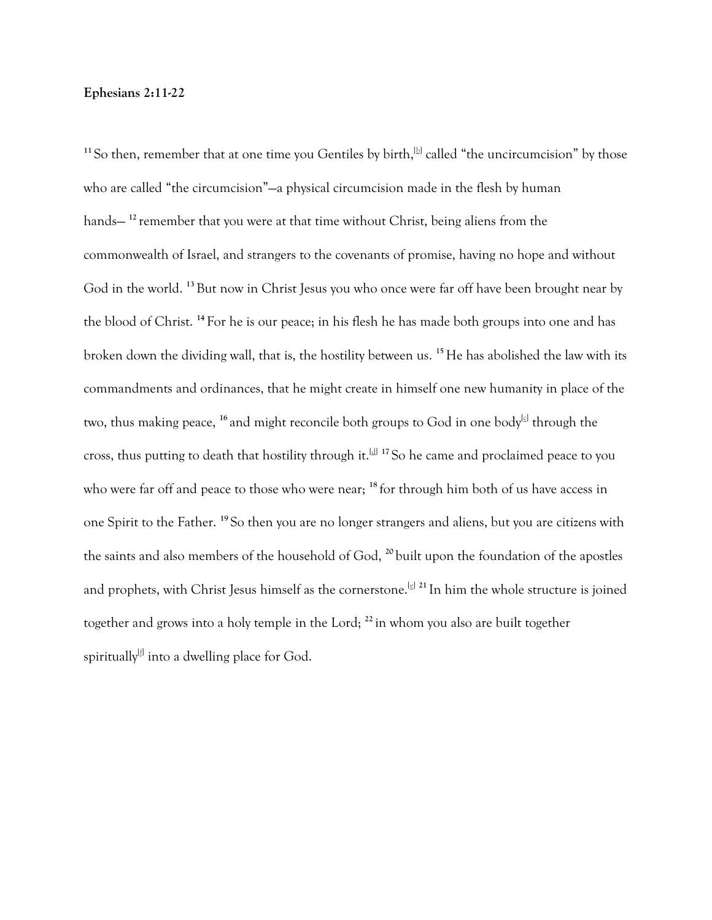**Ephesians 2:11-22**

[11] So then, remember that at one time you Gentiles by birth,[b] called "the uncircumcision" by those who are called "the circumcision"—a physical circumcision made in the flesh by human hands— [12] remember that you were at that time without Christ, being aliens from the commonwealth of Israel, and strangers to the covenants of promise, having no hope and without God in the world. [13] But now in Christ Jesus you who once were far off have been brought near by the blood of Christ. [14] For he is our peace; in his flesh he has made both groups into one and has broken down the dividing wall, that is, the hostility between us. [15] He has abolished the law with its commandments and ordinances, that he might create in himself one new humanity in place of the two, thus making peace, [16] and might reconcile both groups to God in one body[c] through the cross, thus putting to death that hostility through it.[d] [17] So he came and proclaimed peace to you who were far off and peace to those who were near; [18] for through him both of us have access in one Spirit to the Father. [19] So then you are no longer strangers and aliens, but you are citizens with the saints and also members of the household of God, [20] built upon the foundation of the apostles and prophets, with Christ Jesus himself as the cornerstone.[e] [21] In him the whole structure is joined together and grows into a holy temple in the Lord; [22] in whom you also are built together spiritually[f] into a dwelling place for God.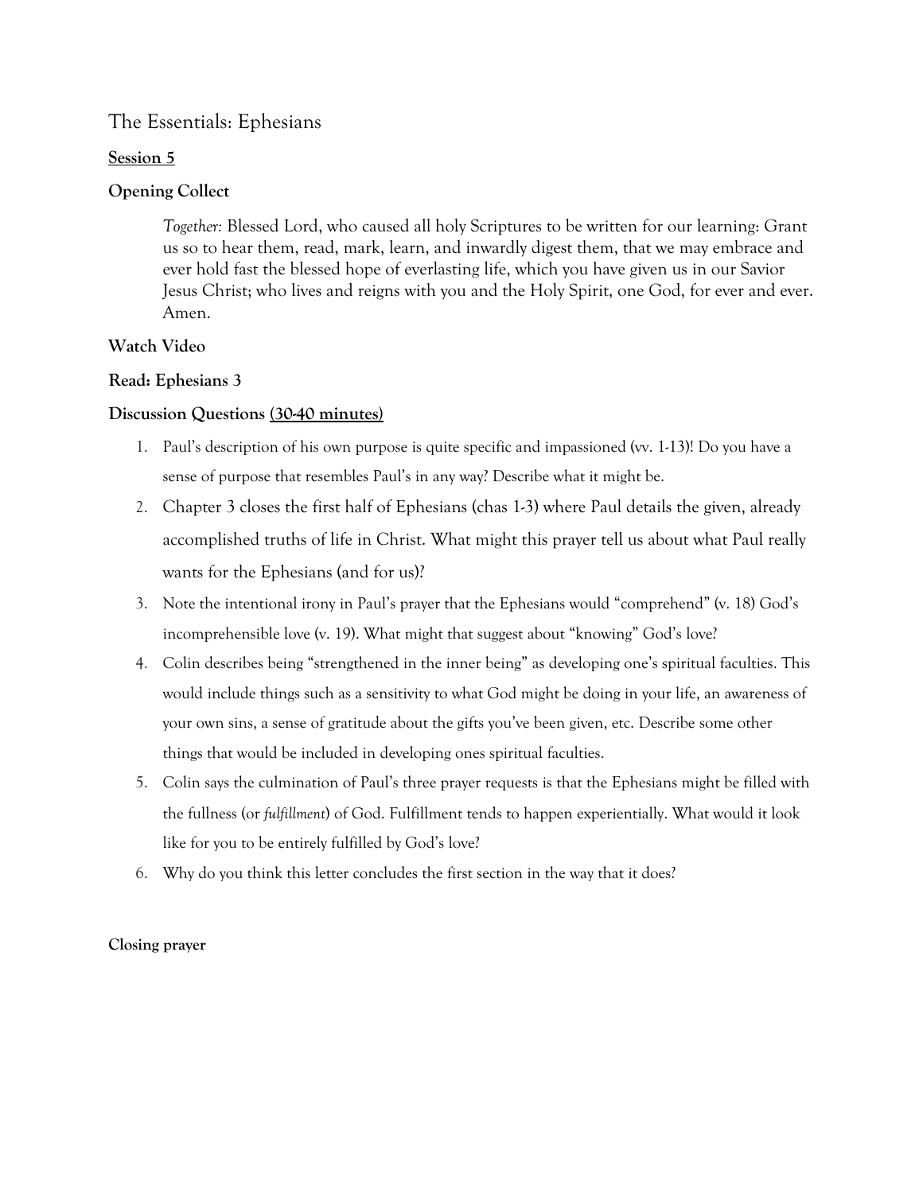# The Essentials: Ephesians

**Session 5**

**Opening Collect**

> *Together:* Blessed Lord, who caused all holy Scriptures to be written for our learning: Grant us so to hear them, read, mark, learn, and inwardly digest them, that we may embrace and ever hold fast the blessed hope of everlasting life, which you have given us in our Savior Jesus Christ; who lives and reigns with you and the Holy Spirit, one God, for ever and ever. Amen.

**Watch Video**

**Read: Ephesians 3**

**Discussion Questions (30-40 minutes)**

1. Paul's description of his own purpose is quite specific and impassioned (vv. 1-13)! Do you have a sense of purpose that resembles Paul's in any way? Describe what it might be.
2. Chapter 3 closes the first half of Ephesians (chas 1-3) where Paul details the given, already accomplished truths of life in Christ. What might this prayer tell us about what Paul really wants for the Ephesians (and for us)?
3. Note the intentional irony in Paul's prayer that the Ephesians would "comprehend" (v. 18) God's incomprehensible love (v. 19). What might that suggest about "knowing" God's love?
4. Colin describes being "strengthened in the inner being" as developing one's spiritual faculties. This would include things such as a sensitivity to what God might be doing in your life, an awareness of your own sins, a sense of gratitude about the gifts you've been given, etc. Describe some other things that would be included in developing ones spiritual faculties.
5. Colin says the culmination of Paul's three prayer requests is that the Ephesians might be filled with the fullness (or *fulfillment*) of God. Fulfillment tends to happen experientially. What would it look like for you to be entirely fulfilled by God's love?
6. Why do you think this letter concludes the first section in the way that it does?

**Closing prayer**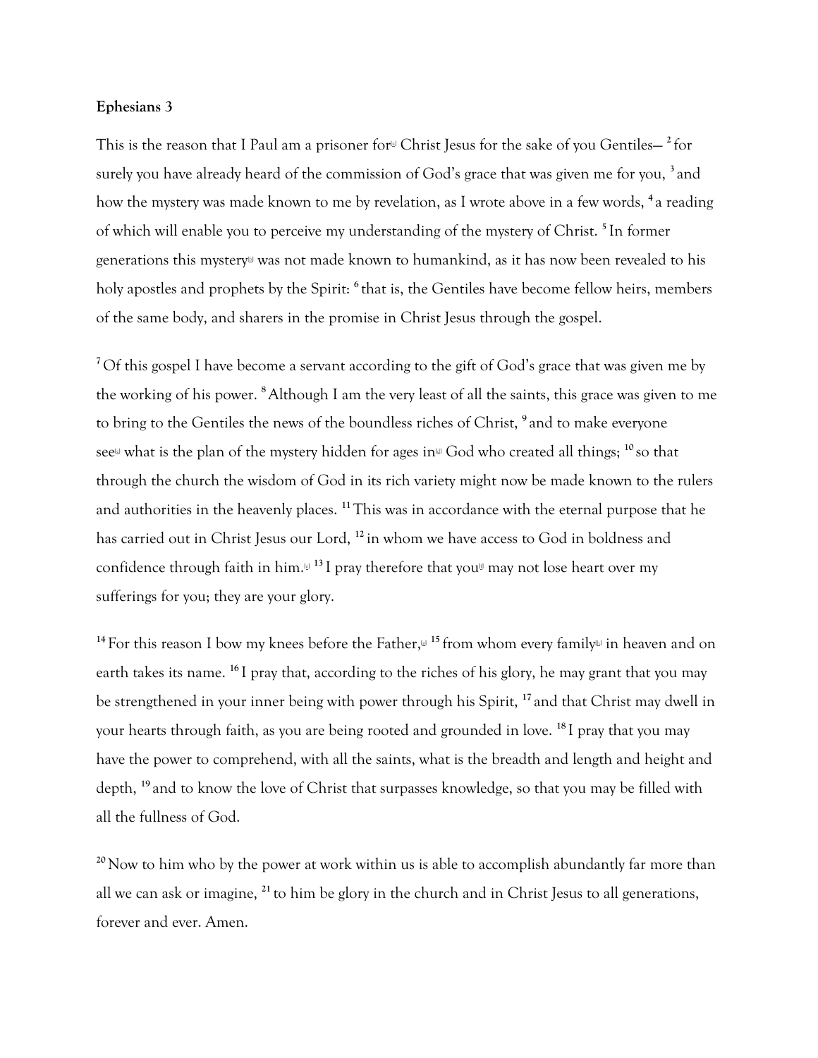**Ephesians 3**

This is the reason that I Paul am a prisoner for[a] Christ Jesus for the sake of you Gentiles— [2] for surely you have already heard of the commission of God's grace that was given me for you, [3] and how the mystery was made known to me by revelation, as I wrote above in a few words, [4] a reading of which will enable you to perceive my understanding of the mystery of Christ. [5] In former generations this mystery[b] was not made known to humankind, as it has now been revealed to his holy apostles and prophets by the Spirit: [6] that is, the Gentiles have become fellow heirs, members of the same body, and sharers in the promise in Christ Jesus through the gospel.

[7] Of this gospel I have become a servant according to the gift of God's grace that was given me by the working of his power. [8] Although I am the very least of all the saints, this grace was given to me to bring to the Gentiles the news of the boundless riches of Christ, [9] and to make everyone see[c] what is the plan of the mystery hidden for ages in[d] God who created all things; [10] so that through the church the wisdom of God in its rich variety might now be made known to the rulers and authorities in the heavenly places. [11] This was in accordance with the eternal purpose that he has carried out in Christ Jesus our Lord, [12] in whom we have access to God in boldness and confidence through faith in him.[e] [13] I pray therefore that you[f] may not lose heart over my sufferings for you; they are your glory.

[14] For this reason I bow my knees before the Father,[g] [15] from whom every family[h] in heaven and on earth takes its name. [16] I pray that, according to the riches of his glory, he may grant that you may be strengthened in your inner being with power through his Spirit, [17] and that Christ may dwell in your hearts through faith, as you are being rooted and grounded in love. [18] I pray that you may have the power to comprehend, with all the saints, what is the breadth and length and height and depth, [19] and to know the love of Christ that surpasses knowledge, so that you may be filled with all the fullness of God.

[20] Now to him who by the power at work within us is able to accomplish abundantly far more than all we can ask or imagine, [21] to him be glory in the church and in Christ Jesus to all generations, forever and ever. Amen.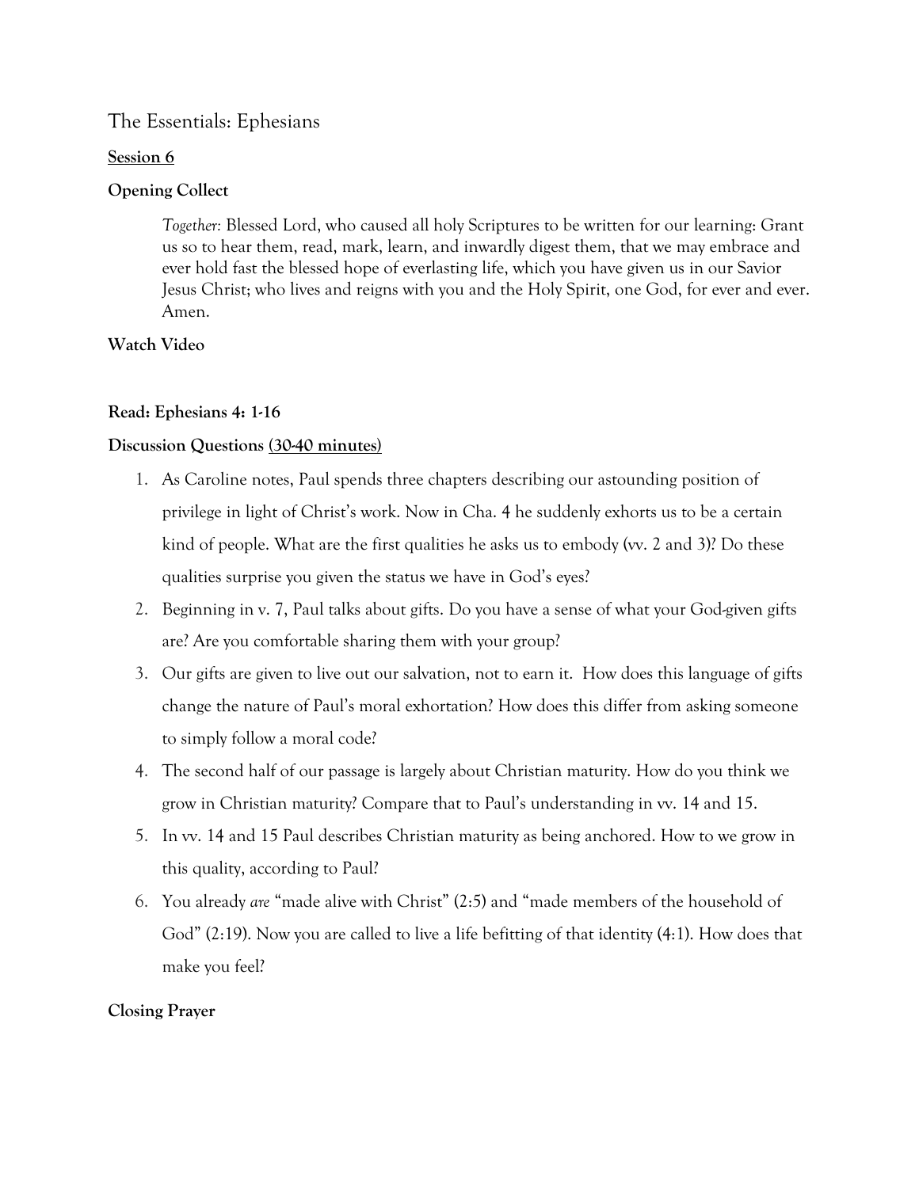# The Essentials: Ephesians

**<u>Session 6</u>**

**Opening Collect**

> *Together:* Blessed Lord, who caused all holy Scriptures to be written for our learning: Grant us so to hear them, read, mark, learn, and inwardly digest them, that we may embrace and ever hold fast the blessed hope of everlasting life, which you have given us in our Savior Jesus Christ; who lives and reigns with you and the Holy Spirit, one God, for ever and ever. Amen.

**Watch Video**

**Read: Ephesians 4: 1-16**

**Discussion Questions <u>(30-40 minutes)</u>**

1. As Caroline notes, Paul spends three chapters describing our astounding position of privilege in light of Christ's work. Now in Cha. 4 he suddenly exhorts us to be a certain kind of people. What are the first qualities he asks us to embody (vv. 2 and 3)? Do these qualities surprise you given the status we have in God's eyes?
2. Beginning in v. 7, Paul talks about gifts. Do you have a sense of what your God-given gifts are? Are you comfortable sharing them with your group?
3. Our gifts are given to live out our salvation, not to earn it. How does this language of gifts change the nature of Paul's moral exhortation? How does this differ from asking someone to simply follow a moral code?
4. The second half of our passage is largely about Christian maturity. How do you think we grow in Christian maturity? Compare that to Paul's understanding in vv. 14 and 15.
5. In vv. 14 and 15 Paul describes Christian maturity as being anchored. How to we grow in this quality, according to Paul?
6. You already *are* "made alive with Christ" (2:5) and "made members of the household of God" (2:19). Now you are called to live a life befitting of that identity (4:1). How does that make you feel?

**Closing Prayer**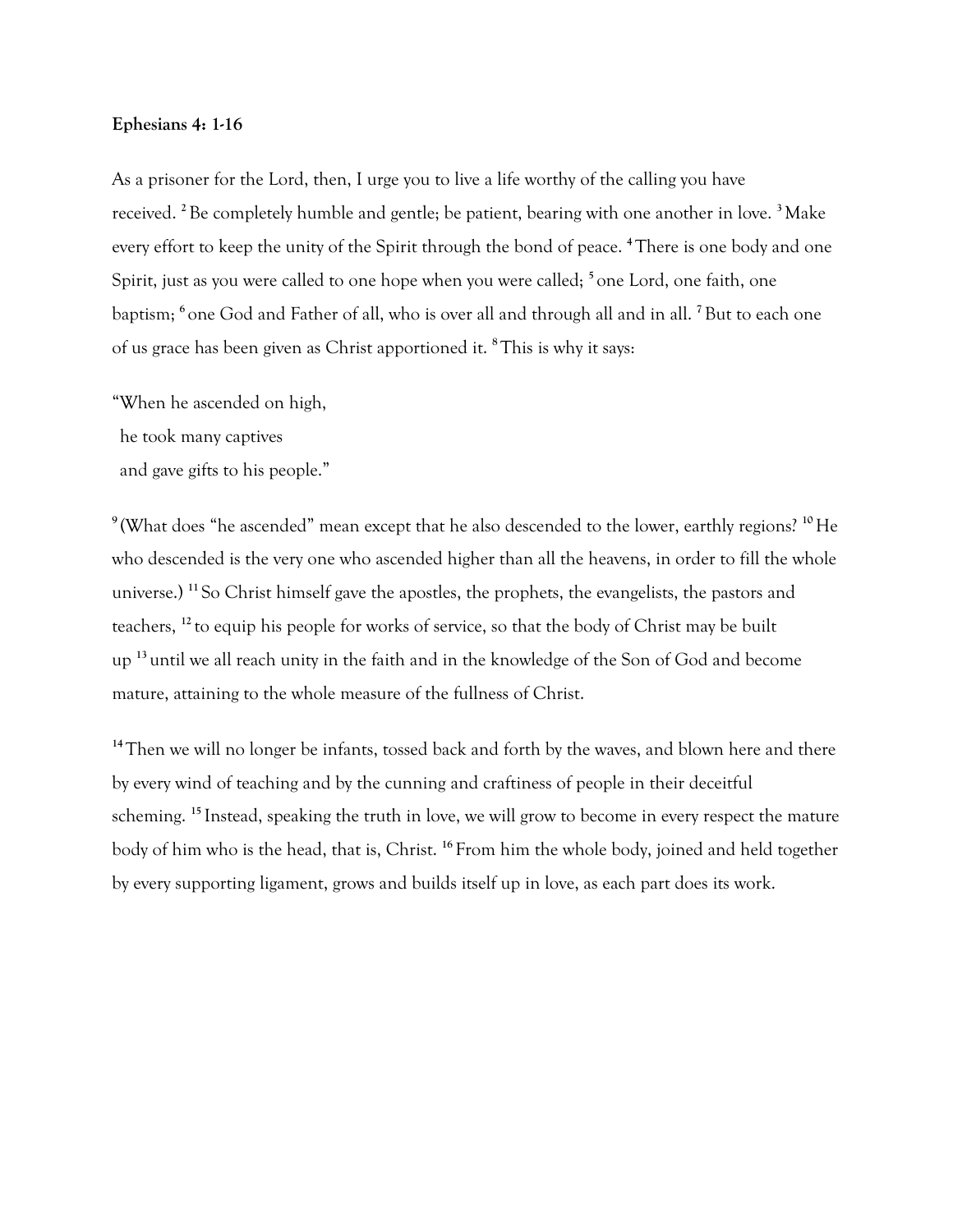**Ephesians 4: 1-16**

As a prisoner for the Lord, then, I urge you to live a life worthy of the calling you have received. [2] Be completely humble and gentle; be patient, bearing with one another in love. [3] Make every effort to keep the unity of the Spirit through the bond of peace. [4] There is one body and one Spirit, just as you were called to one hope when you were called; [5] one Lord, one faith, one baptism; [6] one God and Father of all, who is over all and through all and in all. [7] But to each one of us grace has been given as Christ apportioned it. [8] This is why it says:

"When he ascended on high,
 he took many captives
 and gave gifts to his people."

[9] (What does "he ascended" mean except that he also descended to the lower, earthly regions? [10] He who descended is the very one who ascended higher than all the heavens, in order to fill the whole universe.) [11] So Christ himself gave the apostles, the prophets, the evangelists, the pastors and teachers, [12] to equip his people for works of service, so that the body of Christ may be built up [13] until we all reach unity in the faith and in the knowledge of the Son of God and become mature, attaining to the whole measure of the fullness of Christ.

[14] Then we will no longer be infants, tossed back and forth by the waves, and blown here and there by every wind of teaching and by the cunning and craftiness of people in their deceitful scheming. [15] Instead, speaking the truth in love, we will grow to become in every respect the mature body of him who is the head, that is, Christ. [16] From him the whole body, joined and held together by every supporting ligament, grows and builds itself up in love, as each part does its work.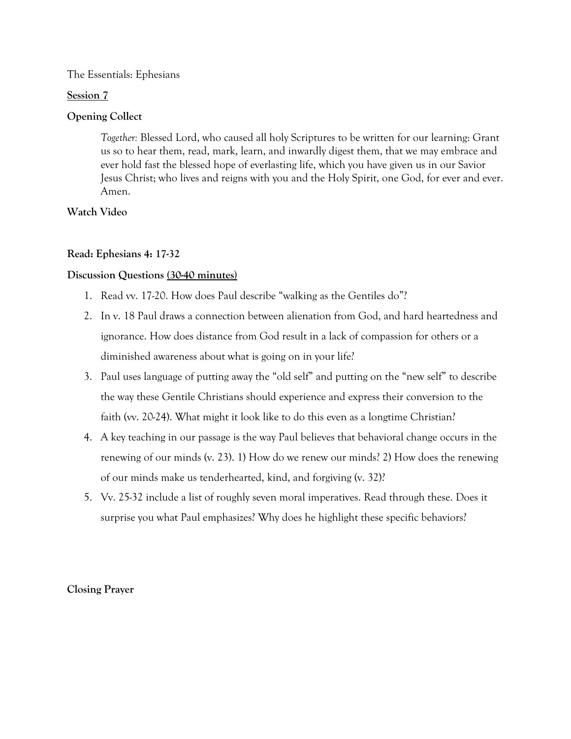The Essentials: Ephesians

**Session 7**

**Opening Collect**

> *Together:* Blessed Lord, who caused all holy Scriptures to be written for our learning: Grant us so to hear them, read, mark, learn, and inwardly digest them, that we may embrace and ever hold fast the blessed hope of everlasting life, which you have given us in our Savior Jesus Christ; who lives and reigns with you and the Holy Spirit, one God, for ever and ever. Amen.

**Watch Video**

**Read: Ephesians 4: 17-32**

**Discussion Questions (30-40 minutes)**

1. Read vv. 17-20. How does Paul describe "walking as the Gentiles do"?
2. In v. 18 Paul draws a connection between alienation from God, and hard heartedness and ignorance. How does distance from God result in a lack of compassion for others or a diminished awareness about what is going on in your life?
3. Paul uses language of putting away the "old self" and putting on the "new self" to describe the way these Gentile Christians should experience and express their conversion to the faith (vv. 20-24). What might it look like to do this even as a longtime Christian?
4. A key teaching in our passage is the way Paul believes that behavioral change occurs in the renewing of our minds (v. 23). 1) How do we renew our minds? 2) How does the renewing of our minds make us tenderhearted, kind, and forgiving (v. 32)?
5. Vv. 25-32 include a list of roughly seven moral imperatives. Read through these. Does it surprise you what Paul emphasizes? Why does he highlight these specific behaviors?

**Closing Prayer**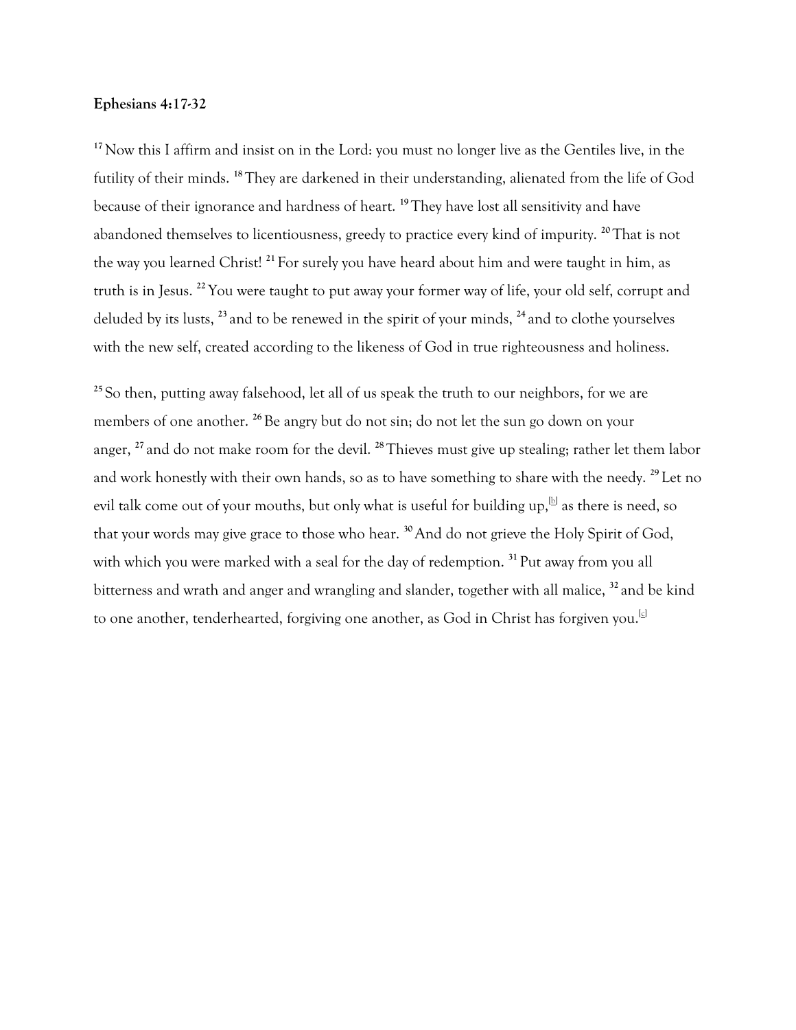**Ephesians 4:17-32**

[17] Now this I affirm and insist on in the Lord: you must no longer live as the Gentiles live, in the futility of their minds. [18] They are darkened in their understanding, alienated from the life of God because of their ignorance and hardness of heart. [19] They have lost all sensitivity and have abandoned themselves to licentiousness, greedy to practice every kind of impurity. [20] That is not the way you learned Christ! [21] For surely you have heard about him and were taught in him, as truth is in Jesus. [22] You were taught to put away your former way of life, your old self, corrupt and deluded by its lusts, [23] and to be renewed in the spirit of your minds, [24] and to clothe yourselves with the new self, created according to the likeness of God in true righteousness and holiness.

[25] So then, putting away falsehood, let all of us speak the truth to our neighbors, for we are members of one another. [26] Be angry but do not sin; do not let the sun go down on your anger, [27] and do not make room for the devil. [28] Thieves must give up stealing; rather let them labor and work honestly with their own hands, so as to have something to share with the needy. [29] Let no evil talk come out of your mouths, but only what is useful for building up,[b] as there is need, so that your words may give grace to those who hear. [30] And do not grieve the Holy Spirit of God, with which you were marked with a seal for the day of redemption. [31] Put away from you all bitterness and wrath and anger and wrangling and slander, together with all malice, [32] and be kind to one another, tenderhearted, forgiving one another, as God in Christ has forgiven you.[c]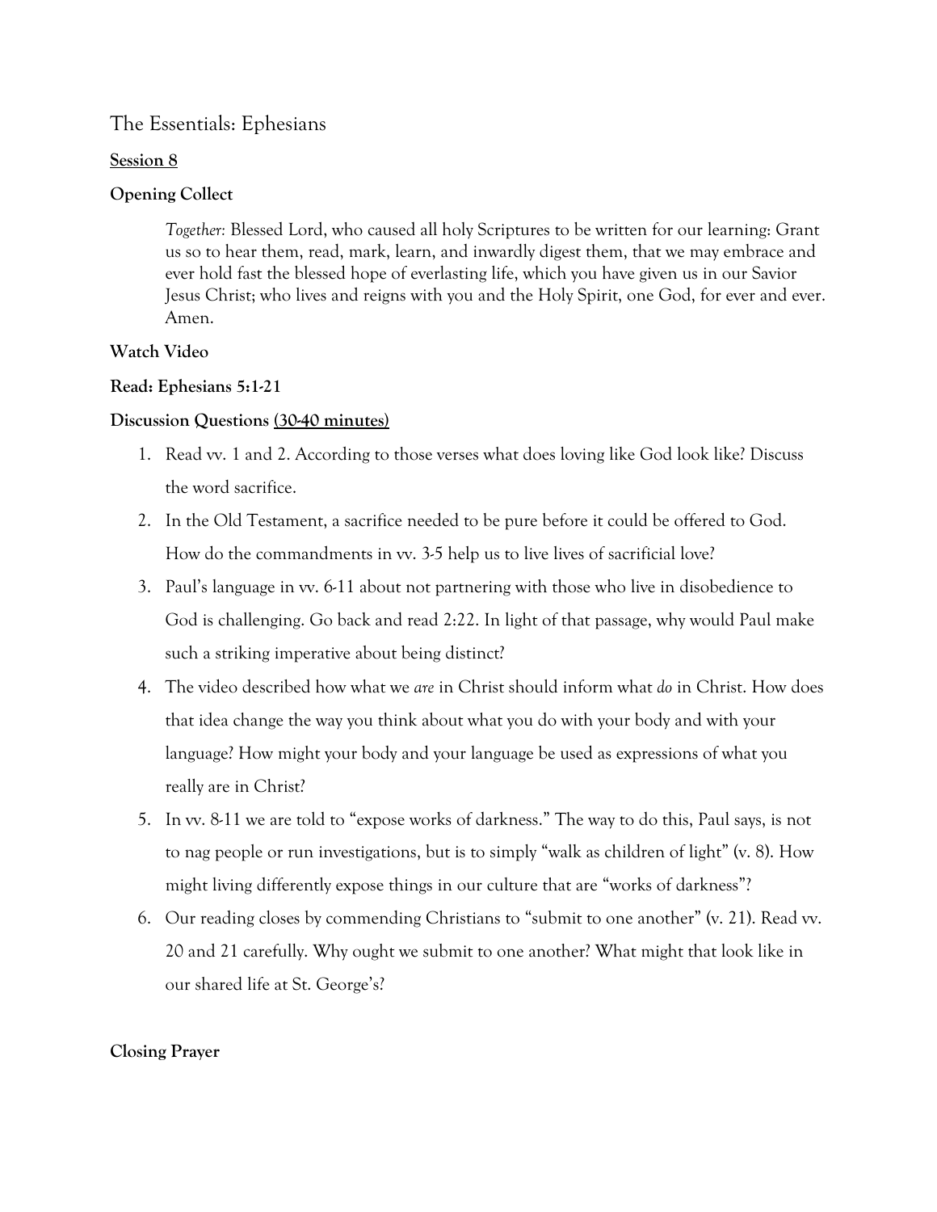# The Essentials: Ephesians

**Session 8**

**Opening Collect**

> *Together:* Blessed Lord, who caused all holy Scriptures to be written for our learning: Grant us so to hear them, read, mark, learn, and inwardly digest them, that we may embrace and ever hold fast the blessed hope of everlasting life, which you have given us in our Savior Jesus Christ; who lives and reigns with you and the Holy Spirit, one God, for ever and ever. Amen.

**Watch Video**

**Read: Ephesians 5:1-21**

**Discussion Questions** **(30-40 minutes)**

1. Read vv. 1 and 2. According to those verses what does loving like God look like? Discuss the word sacrifice.
2. In the Old Testament, a sacrifice needed to be pure before it could be offered to God. How do the commandments in vv. 3-5 help us to live lives of sacrificial love?
3. Paul's language in vv. 6-11 about not partnering with those who live in disobedience to God is challenging. Go back and read 2:22. In light of that passage, why would Paul make such a striking imperative about being distinct?
4. The video described how what we *are* in Christ should inform what *do* in Christ. How does that idea change the way you think about what you do with your body and with your language? How might your body and your language be used as expressions of what you really are in Christ?
5. In vv. 8-11 we are told to "expose works of darkness." The way to do this, Paul says, is not to nag people or run investigations, but is to simply "walk as children of light" (v. 8). How might living differently expose things in our culture that are "works of darkness"?
6. Our reading closes by commending Christians to "submit to one another" (v. 21). Read vv. 20 and 21 carefully. Why ought we submit to one another? What might that look like in our shared life at St. George's?

**Closing Prayer**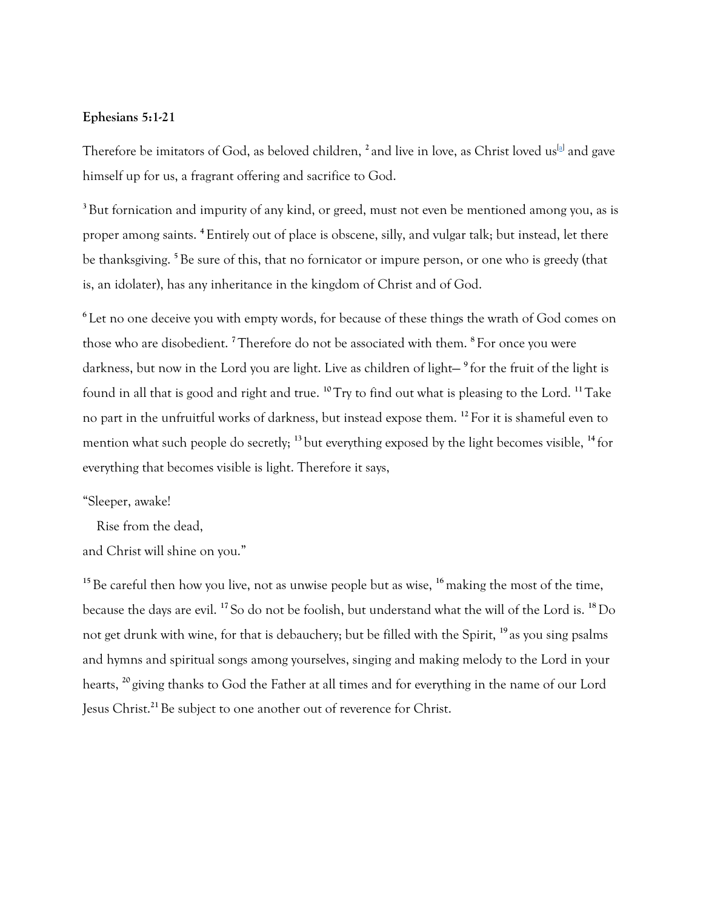**Ephesians 5:1-21**

Therefore be imitators of God, as beloved children, [2] and live in love, as Christ loved us[a] and gave himself up for us, a fragrant offering and sacrifice to God.

[3] But fornication and impurity of any kind, or greed, must not even be mentioned among you, as is proper among saints. [4] Entirely out of place is obscene, silly, and vulgar talk; but instead, let there be thanksgiving. [5] Be sure of this, that no fornicator or impure person, or one who is greedy (that is, an idolater), has any inheritance in the kingdom of Christ and of God.

[6] Let no one deceive you with empty words, for because of these things the wrath of God comes on those who are disobedient. [7] Therefore do not be associated with them. [8] For once you were darkness, but now in the Lord you are light. Live as children of light— [9] for the fruit of the light is found in all that is good and right and true. [10] Try to find out what is pleasing to the Lord. [11] Take no part in the unfruitful works of darkness, but instead expose them. [12] For it is shameful even to mention what such people do secretly; [13] but everything exposed by the light becomes visible, [14] for everything that becomes visible is light. Therefore it says,

"Sleeper, awake!
  Rise from the dead,
and Christ will shine on you."

[15] Be careful then how you live, not as unwise people but as wise, [16] making the most of the time, because the days are evil. [17] So do not be foolish, but understand what the will of the Lord is. [18] Do not get drunk with wine, for that is debauchery; but be filled with the Spirit, [19] as you sing psalms and hymns and spiritual songs among yourselves, singing and making melody to the Lord in your hearts, [20] giving thanks to God the Father at all times and for everything in the name of our Lord Jesus Christ.[21] Be subject to one another out of reverence for Christ.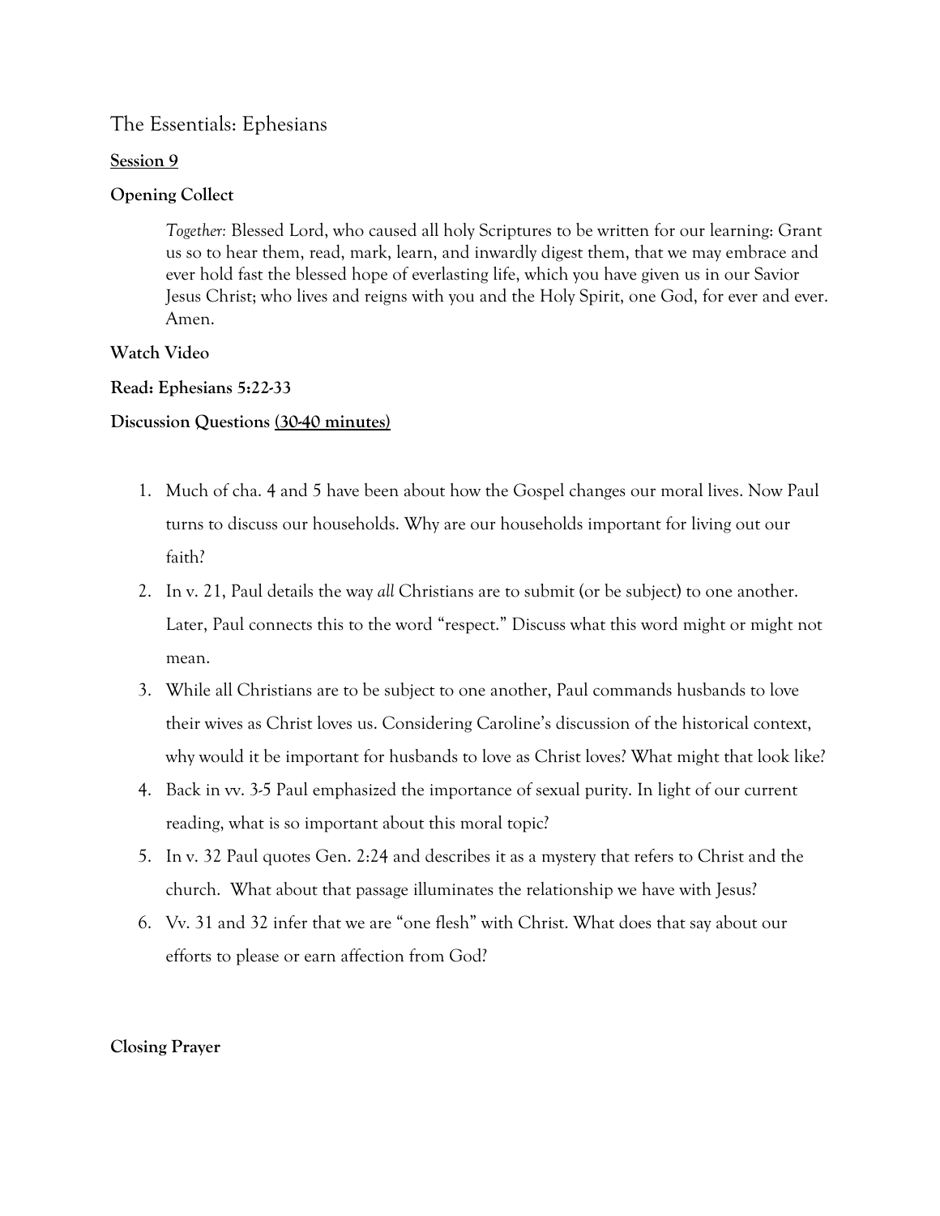# The Essentials: Ephesians

**Session 9**

**Opening Collect**

> *Together:* Blessed Lord, who caused all holy Scriptures to be written for our learning: Grant us so to hear them, read, mark, learn, and inwardly digest them, that we may embrace and ever hold fast the blessed hope of everlasting life, which you have given us in our Savior Jesus Christ; who lives and reigns with you and the Holy Spirit, one God, for ever and ever. Amen.

**Watch Video**

**Read: Ephesians 5:22-33**

**Discussion Questions (30-40 minutes)**

1. Much of cha. 4 and 5 have been about how the Gospel changes our moral lives. Now Paul turns to discuss our households. Why are our households important for living out our faith?
2. In v. 21, Paul details the way *all* Christians are to submit (or be subject) to one another. Later, Paul connects this to the word "respect." Discuss what this word might or might not mean.
3. While all Christians are to be subject to one another, Paul commands husbands to love their wives as Christ loves us. Considering Caroline's discussion of the historical context, why would it be important for husbands to love as Christ loves? What might that look like?
4. Back in vv. 3-5 Paul emphasized the importance of sexual purity. In light of our current reading, what is so important about this moral topic?
5. In v. 32 Paul quotes Gen. 2:24 and describes it as a mystery that refers to Christ and the church. What about that passage illuminates the relationship we have with Jesus?
6. Vv. 31 and 32 infer that we are "one flesh" with Christ. What does that say about our efforts to please or earn affection from God?

**Closing Prayer**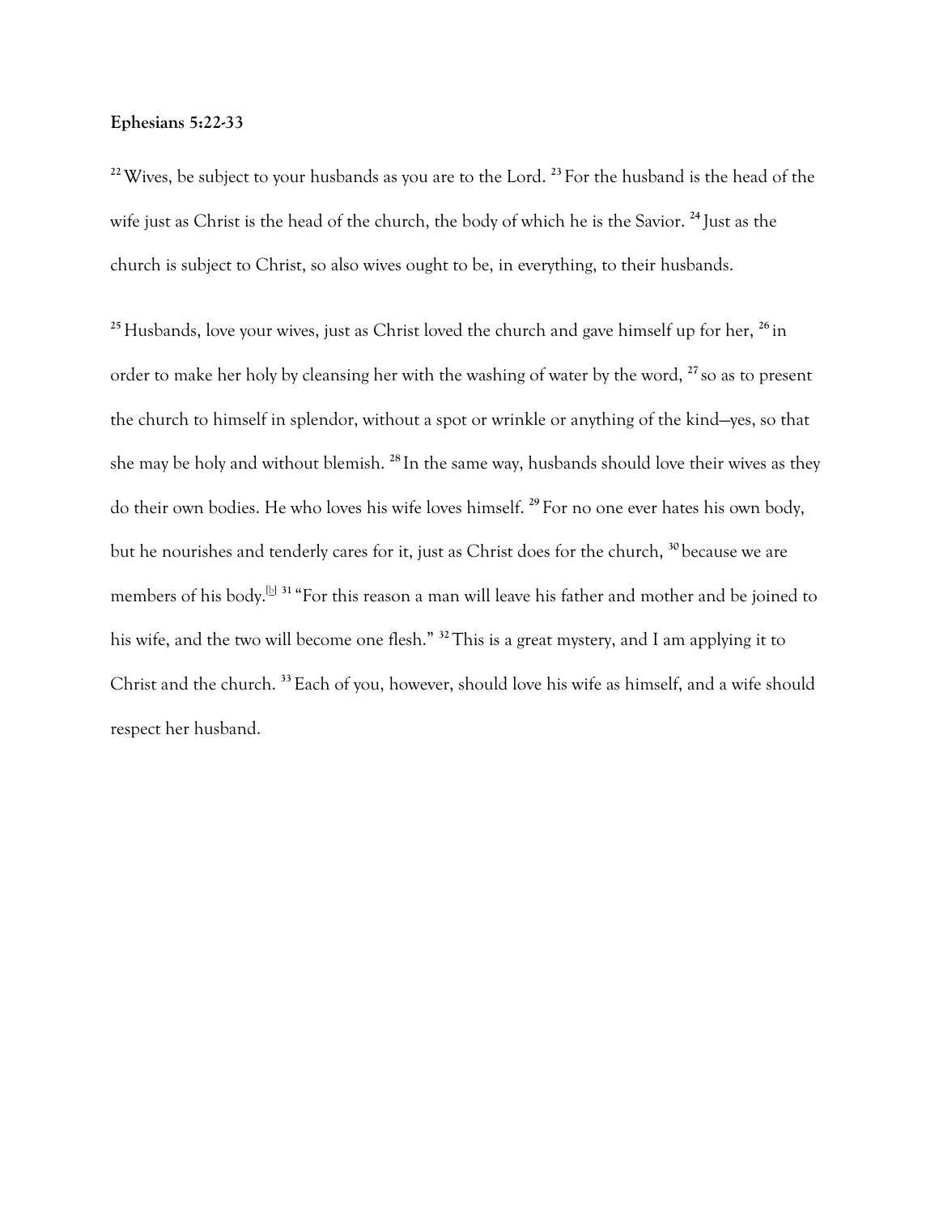**Ephesians 5:22-33**

[22] Wives, be subject to your husbands as you are to the Lord. [23] For the husband is the head of the wife just as Christ is the head of the church, the body of which he is the Savior. [24] Just as the church is subject to Christ, so also wives ought to be, in everything, to their husbands.

[25] Husbands, love your wives, just as Christ loved the church and gave himself up for her, [26] in order to make her holy by cleansing her with the washing of water by the word, [27] so as to present the church to himself in splendor, without a spot or wrinkle or anything of the kind—yes, so that she may be holy and without blemish. [28] In the same way, husbands should love their wives as they do their own bodies. He who loves his wife loves himself. [29] For no one ever hates his own body, but he nourishes and tenderly cares for it, just as Christ does for the church, [30] because we are members of his body.[b] [31] "For this reason a man will leave his father and mother and be joined to his wife, and the two will become one flesh." [32] This is a great mystery, and I am applying it to Christ and the church. [33] Each of you, however, should love his wife as himself, and a wife should respect her husband.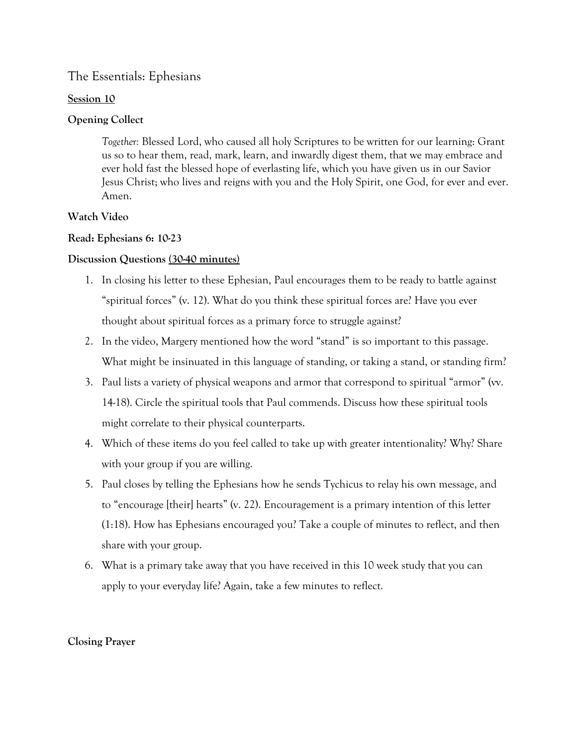# The Essentials: Ephesians

**Session 10**

**Opening Collect**

> *Together:* Blessed Lord, who caused all holy Scriptures to be written for our learning: Grant us so to hear them, read, mark, learn, and inwardly digest them, that we may embrace and ever hold fast the blessed hope of everlasting life, which you have given us in our Savior Jesus Christ; who lives and reigns with you and the Holy Spirit, one God, for ever and ever. Amen.

**Watch Video**

**Read: Ephesians 6: 10-23**

**Discussion Questions (30-40 minutes)**

1. In closing his letter to these Ephesian, Paul encourages them to be ready to battle against "spiritual forces" (v. 12). What do you think these spiritual forces are? Have you ever thought about spiritual forces as a primary force to struggle against?
2. In the video, Margery mentioned how the word "stand" is so important to this passage. What might be insinuated in this language of standing, or taking a stand, or standing firm?
3. Paul lists a variety of physical weapons and armor that correspond to spiritual "armor" (vv. 14-18). Circle the spiritual tools that Paul commends. Discuss how these spiritual tools might correlate to their physical counterparts.
4. Which of these items do you feel called to take up with greater intentionality? Why? Share with your group if you are willing.
5. Paul closes by telling the Ephesians how he sends Tychicus to relay his own message, and to "encourage [their] hearts" (v. 22). Encouragement is a primary intention of this letter (1:18). How has Ephesians encouraged you? Take a couple of minutes to reflect, and then share with your group.
6. What is a primary take away that you have received in this 10 week study that you can apply to your everyday life? Again, take a few minutes to reflect.

**Closing Prayer**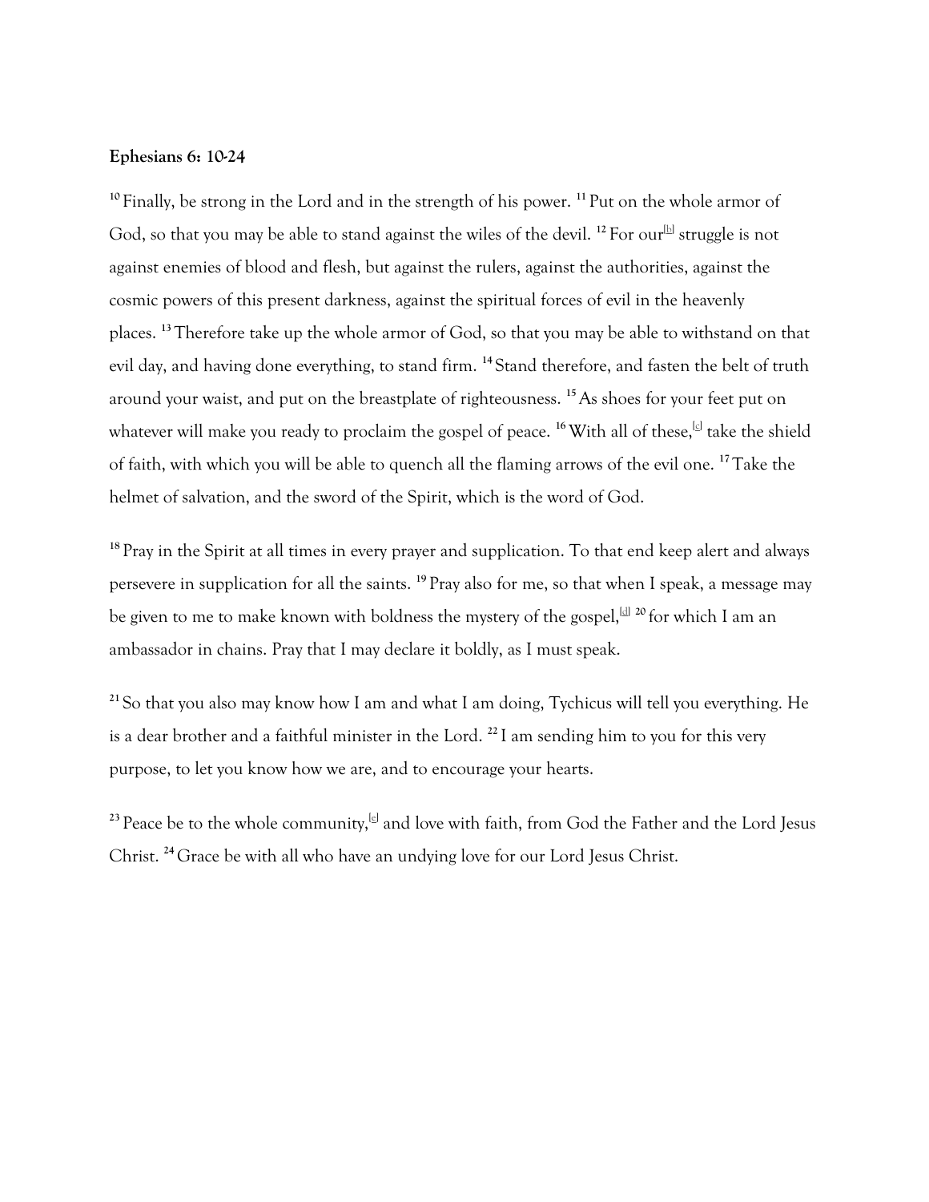**Ephesians 6: 10-24**

[10] Finally, be strong in the Lord and in the strength of his power. [11] Put on the whole armor of God, so that you may be able to stand against the wiles of the devil. [12] For our[b] struggle is not against enemies of blood and flesh, but against the rulers, against the authorities, against the cosmic powers of this present darkness, against the spiritual forces of evil in the heavenly places. [13] Therefore take up the whole armor of God, so that you may be able to withstand on that evil day, and having done everything, to stand firm. [14] Stand therefore, and fasten the belt of truth around your waist, and put on the breastplate of righteousness. [15] As shoes for your feet put on whatever will make you ready to proclaim the gospel of peace. [16] With all of these,[c] take the shield of faith, with which you will be able to quench all the flaming arrows of the evil one. [17] Take the helmet of salvation, and the sword of the Spirit, which is the word of God.

[18] Pray in the Spirit at all times in every prayer and supplication. To that end keep alert and always persevere in supplication for all the saints. [19] Pray also for me, so that when I speak, a message may be given to me to make known with boldness the mystery of the gospel,[d] [20] for which I am an ambassador in chains. Pray that I may declare it boldly, as I must speak.

[21] So that you also may know how I am and what I am doing, Tychicus will tell you everything. He is a dear brother and a faithful minister in the Lord. [22] I am sending him to you for this very purpose, to let you know how we are, and to encourage your hearts.

[23] Peace be to the whole community,[e] and love with faith, from God the Father and the Lord Jesus Christ. [24] Grace be with all who have an undying love for our Lord Jesus Christ.